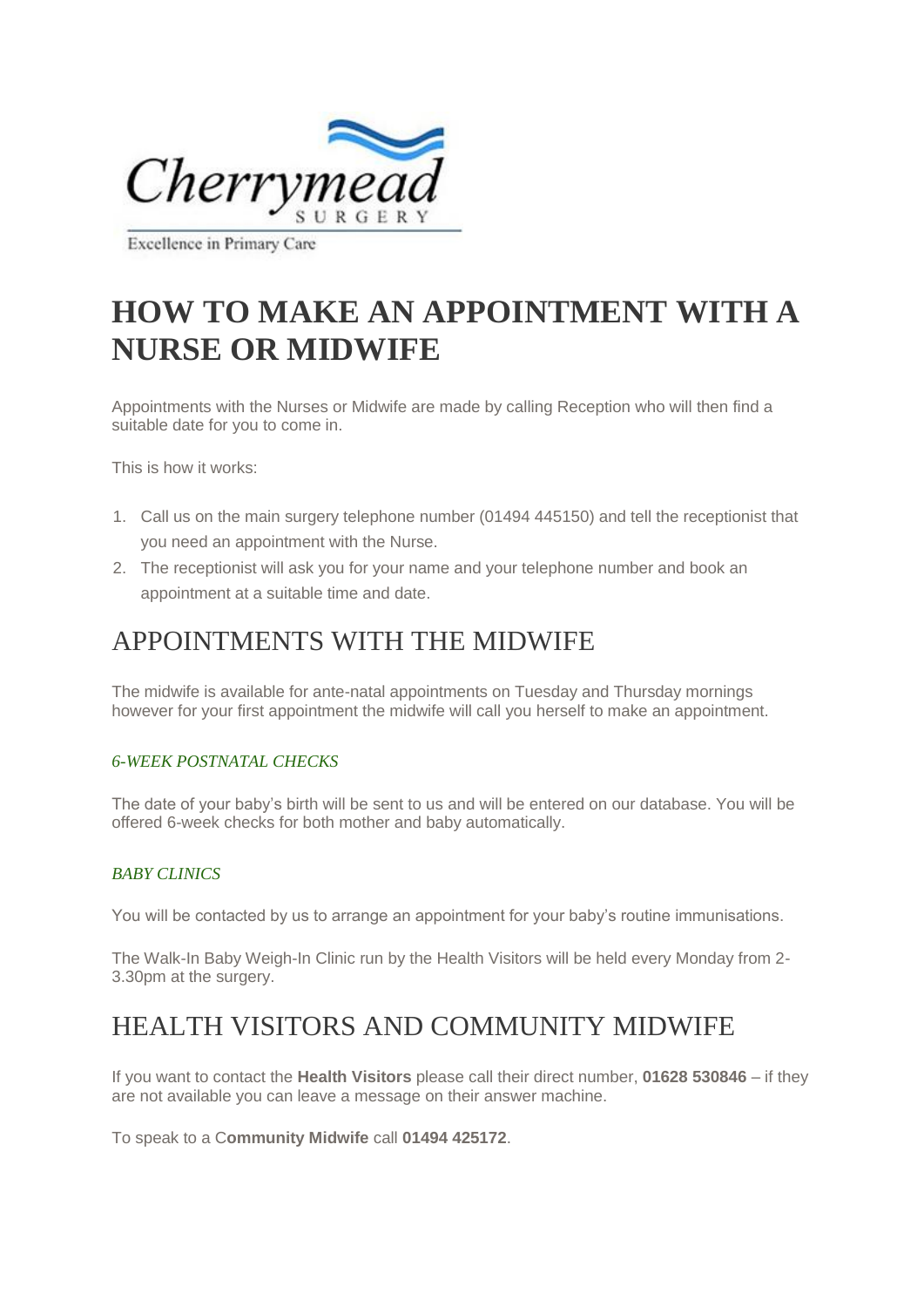Cherrymead SURGERY

Excellence in Primary Care

# HOW TO MAKE AN APPOINTMENT WITH A NURSE OR MIDWIFE

Appointments with the Nurses or Midwife are made by calling Reception who will then find a suitable date for you to come in.

This is how it works:

1. Call us on the main surgery telephone number (01494 445150) and tell the receptionist that you need an appointment with the Nurse.
2. The receptionist will ask you for your name and your telephone number and book an appointment at a suitable time and date.

## APPOINTMENTS WITH THE MIDWIFE

The midwife is available for ante-natal appointments on Tuesday and Thursday mornings however for your first appointment the midwife will call you herself to make an appointment.

### *6-WEEK POSTNATAL CHECKS*

The date of your baby's birth will be sent to us and will be entered on our database. You will be offered 6-week checks for both mother and baby automatically.

### *BABY CLINICS*

You will be contacted by us to arrange an appointment for your baby's routine immunisations.

The Walk-In Baby Weigh-In Clinic run by the Health Visitors will be held every Monday from 2-3.30pm at the surgery.

## HEALTH VISITORS AND COMMUNITY MIDWIFE

If you want to contact the **Health Visitors** please call their direct number, **01628 530846** – if they are not available you can leave a message on their answer machine.

To speak to a C**ommunity Midwife** call **01494 425172**.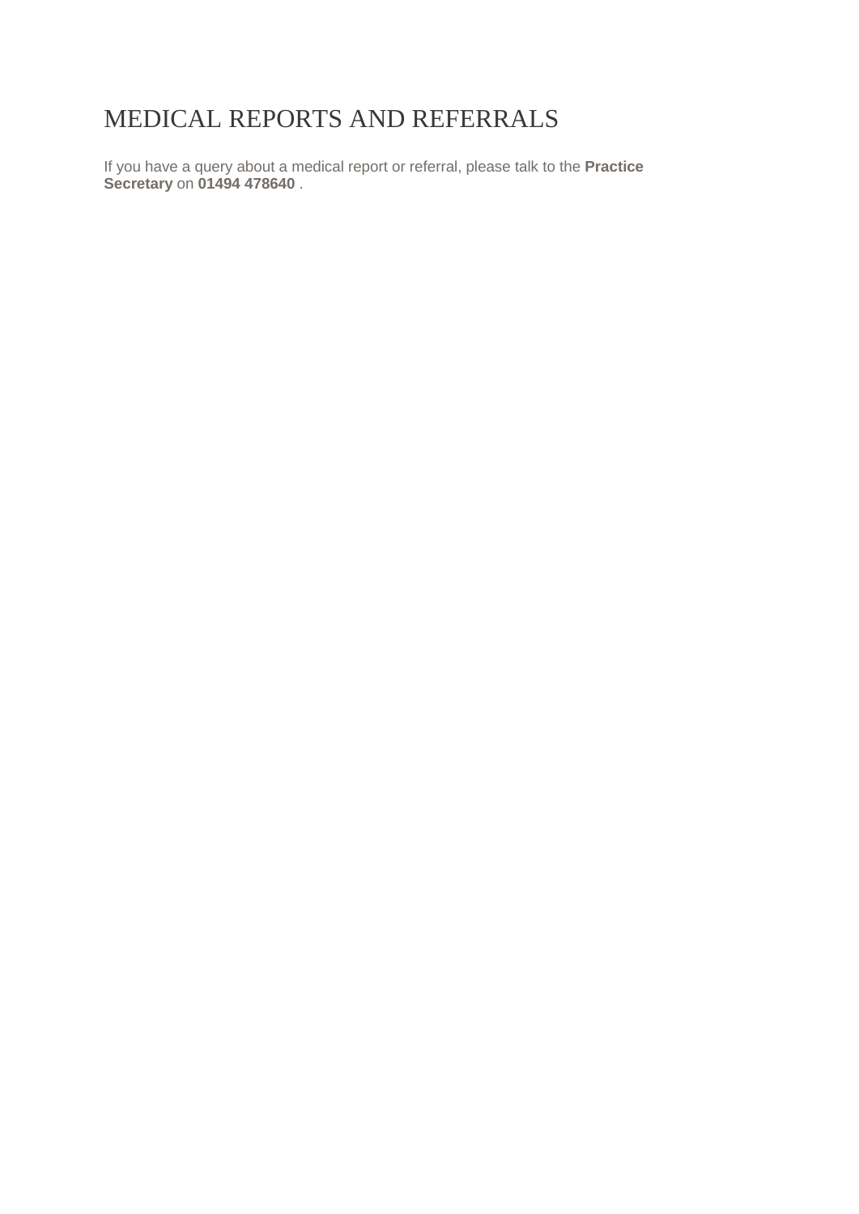# MEDICAL REPORTS AND REFERRALS

If you have a query about a medical report or referral, please talk to the **Practice Secretary** on **01494 478640** .